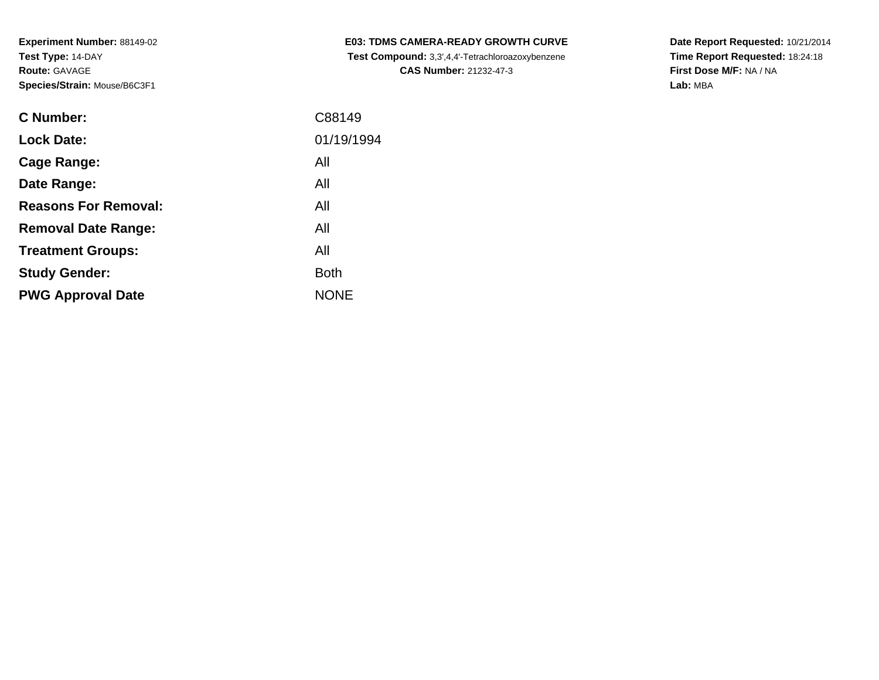**Experiment Number:** 88149-02
**Test Type:** 14-DAY
**Route:** GAVAGE
**Species/Strain:** Mouse/B6C3F1

**E03: TDMS CAMERA-READY GROWTH CURVE**
**Test Compound:** 3,3',4,4'-Tetrachloroazoxybenzene
**CAS Number:** 21232-47-3

**Date Report Requested:** 10/21/2014
**Time Report Requested:** 18:24:18
**First Dose M/F:** NA / NA
**Lab:** MBA

| | |
|---|---|
| **C Number:** | C88149 |
| **Lock Date:** | 01/19/1994 |
| **Cage Range:** | All |
| **Date Range:** | All |
| **Reasons For Removal:** | All |
| **Removal Date Range:** | All |
| **Treatment Groups:** | All |
| **Study Gender:** | Both |
| **PWG Approval Date** | NONE |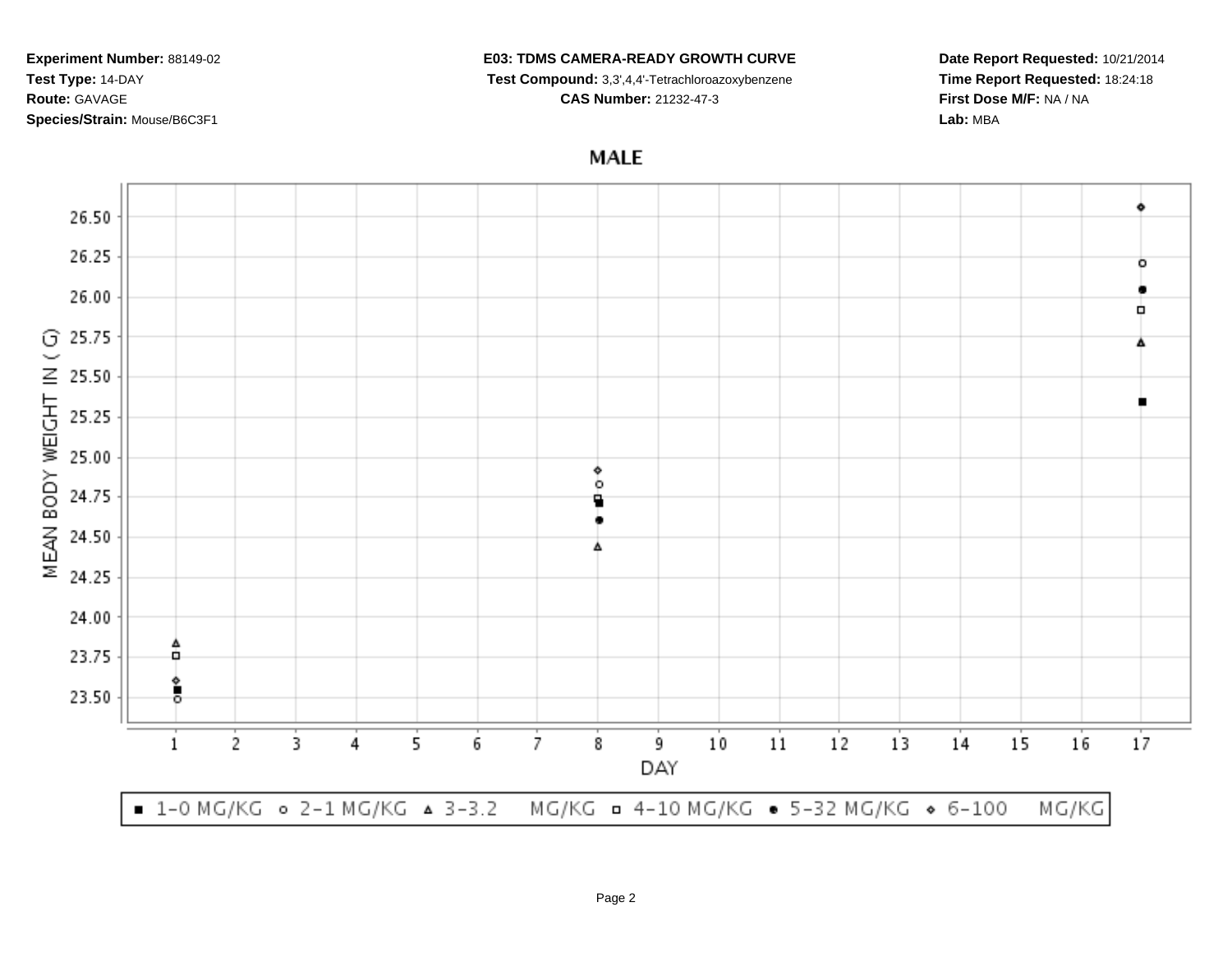**Experiment Number:** 88149-02
**Test Type:** 14-DAY
**Route:** GAVAGE
**Species/Strain:** Mouse/B6C3F1

**E03: TDMS CAMERA-READY GROWTH CURVE**
**Test Compound:** 3,3',4,4'-Tetrachloroazoxybenzene
**CAS Number:** 21232-47-3

**Date Report Requested:** 10/21/2014
**Time Report Requested:** 18:24:18
**First Dose M/F:** NA / NA
**Lab:** MBA

## MALE

MEAN BODY WEIGHT IN ( G)

DAY

■ 1-0 MG/KG ○ 2-1 MG/KG ▲ 3-3.2 MG/KG □ 4-10 MG/KG ● 5-32 MG/KG ◇ 6-100 MG/KG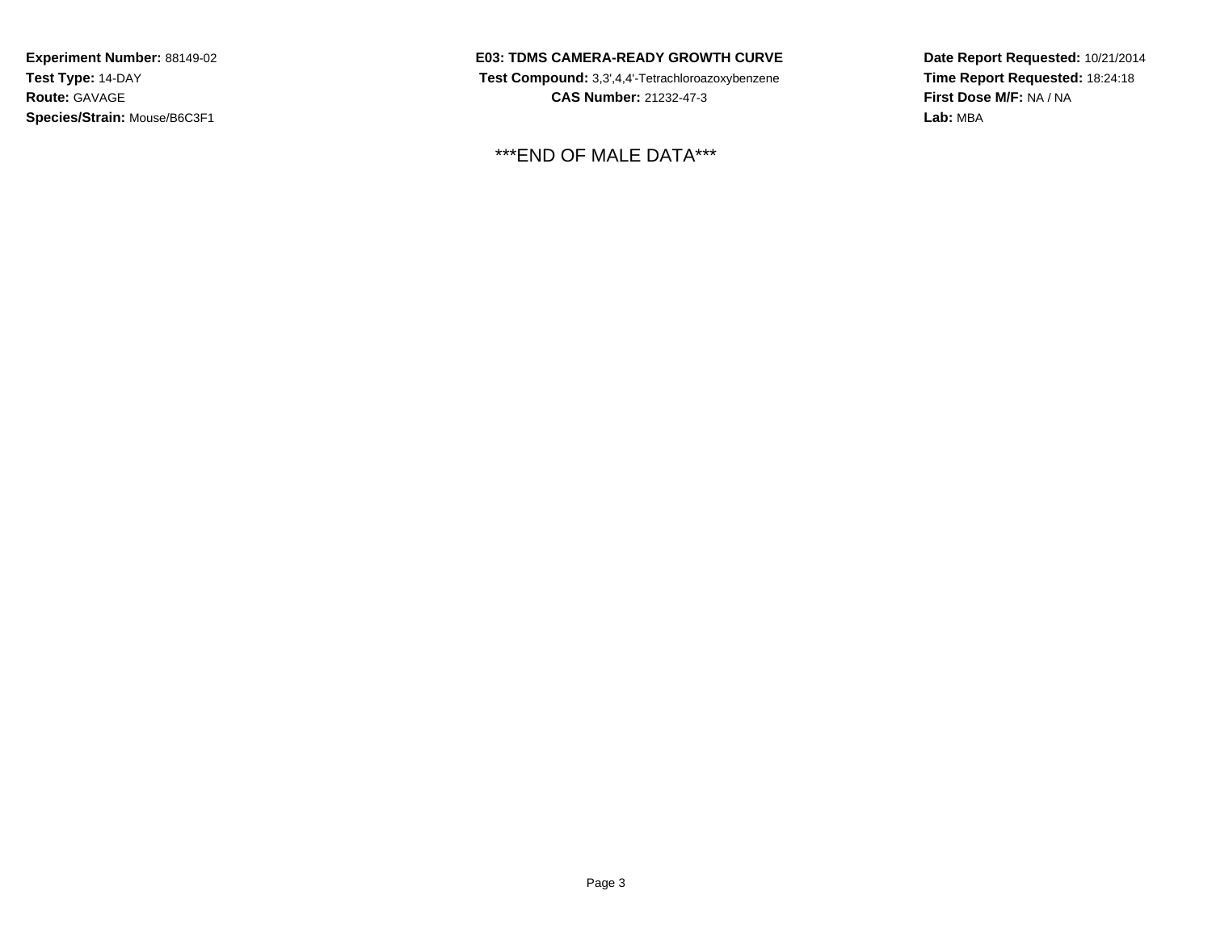**Experiment Number:** 88149-02
**Test Type:** 14-DAY
**Route:** GAVAGE
**Species/Strain:** Mouse/B6C3F1

**E03: TDMS CAMERA-READY GROWTH CURVE**
**Test Compound:** 3,3',4,4'-Tetrachloroazoxybenzene
**CAS Number:** 21232-47-3

**Date Report Requested:** 10/21/2014
**Time Report Requested:** 18:24:18
**First Dose M/F:** NA / NA
**Lab:** MBA

***END OF MALE DATA***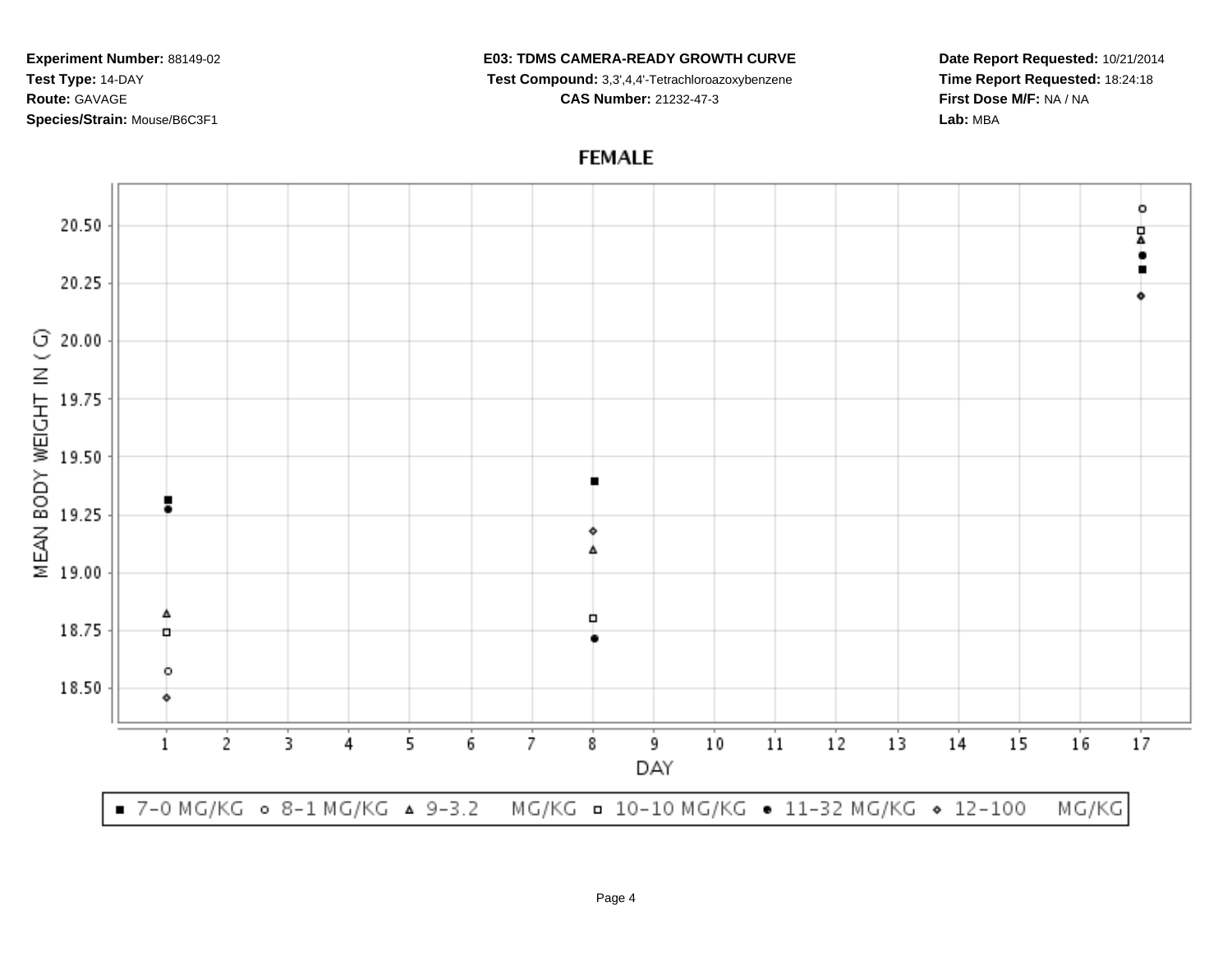**Experiment Number:** 88149-02
**Test Type:** 14-DAY
**Route:** GAVAGE
**Species/Strain:** Mouse/B6C3F1

**E03: TDMS CAMERA-READY GROWTH CURVE**
**Test Compound:** 3,3',4,4'-Tetrachloroazoxybenzene
**CAS Number:** 21232-47-3

**Date Report Requested:** 10/21/2014
**Time Report Requested:** 18:24:18
**First Dose M/F:** NA / NA
**Lab:** MBA

## FEMALE

MEAN BODY WEIGHT IN ( G)

20.50
20.25
20.00
19.75
19.50
19.25
19.00
18.75
18.50

DAY

1 2 3 4 5 6 7 8 9 10 11 12 13 14 15 16 17

■ 7-0 MG/KG ○ 8-1 MG/KG △ 9-3.2 MG/KG □ 10-10 MG/KG ● 11-32 MG/KG ◇ 12-100 MG/KG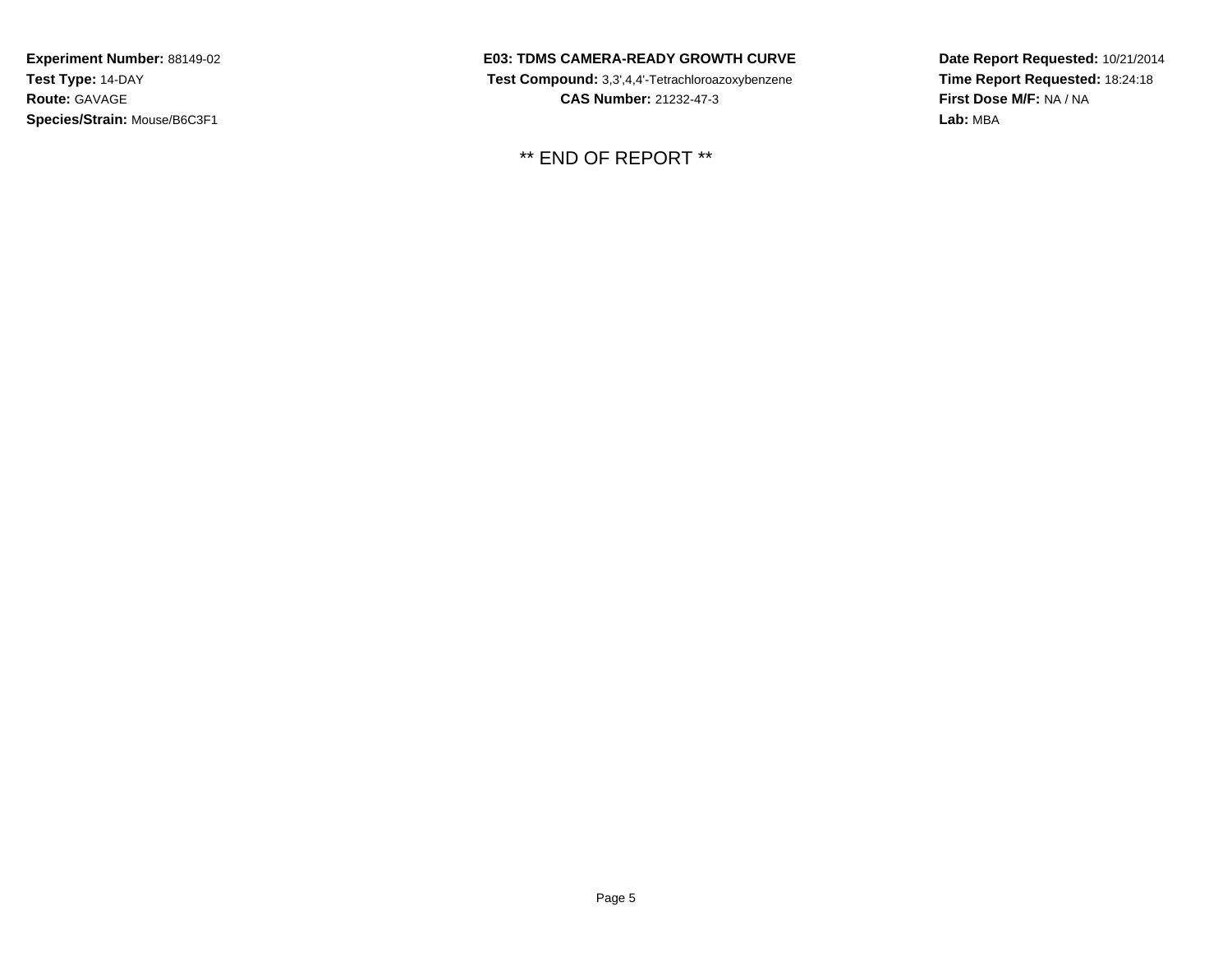**Experiment Number:** 88149-02
**Test Type:** 14-DAY
**Route:** GAVAGE
**Species/Strain:** Mouse/B6C3F1

**E03: TDMS CAMERA-READY GROWTH CURVE**
**Test Compound:** 3,3',4,4'-Tetrachloroazoxybenzene
**CAS Number:** 21232-47-3

**Date Report Requested:** 10/21/2014
**Time Report Requested:** 18:24:18
**First Dose M/F:** NA / NA
**Lab:** MBA

** END OF REPORT **